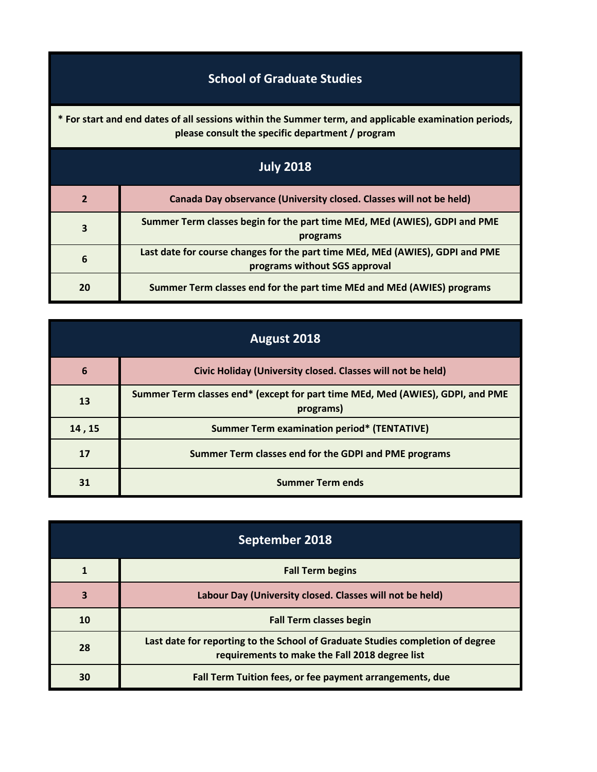# School of Graduate Studies

**\* For start and end dates of all sessions within the Summer term, and applicable examination periods, please consult the specific department / program**

## July 2018

| | |
|---|---|
| 2 | Canada Day observance (University closed. Classes will not be held) |
| 3 | Summer Term classes begin for the part time MEd, MEd (AWIES), GDPI and PME programs |
| 6 | Last date for course changes for the part time MEd, MEd (AWIES), GDPI and PME programs without SGS approval |
| 20 | Summer Term classes end for the part time MEd and MEd (AWIES) programs |

## August 2018

| | |
|---|---|
| 6 | Civic Holiday (University closed. Classes will not be held) |
| 13 | Summer Term classes end* (except for part time MEd, Med (AWIES), GDPI, and PME programs) |
| 14 , 15 | Summer Term examination period* (TENTATIVE) |
| 17 | Summer Term classes end for the GDPI and PME programs |
| 31 | Summer Term ends |

## September 2018

| | |
|---|---|
| 1 | Fall Term begins |
| 3 | Labour Day (University closed. Classes will not be held) |
| 10 | Fall Term classes begin |
| 28 | Last date for reporting to the School of Graduate Studies completion of degree requirements to make the Fall 2018 degree list |
| 30 | Fall Term Tuition fees, or fee payment arrangements, due |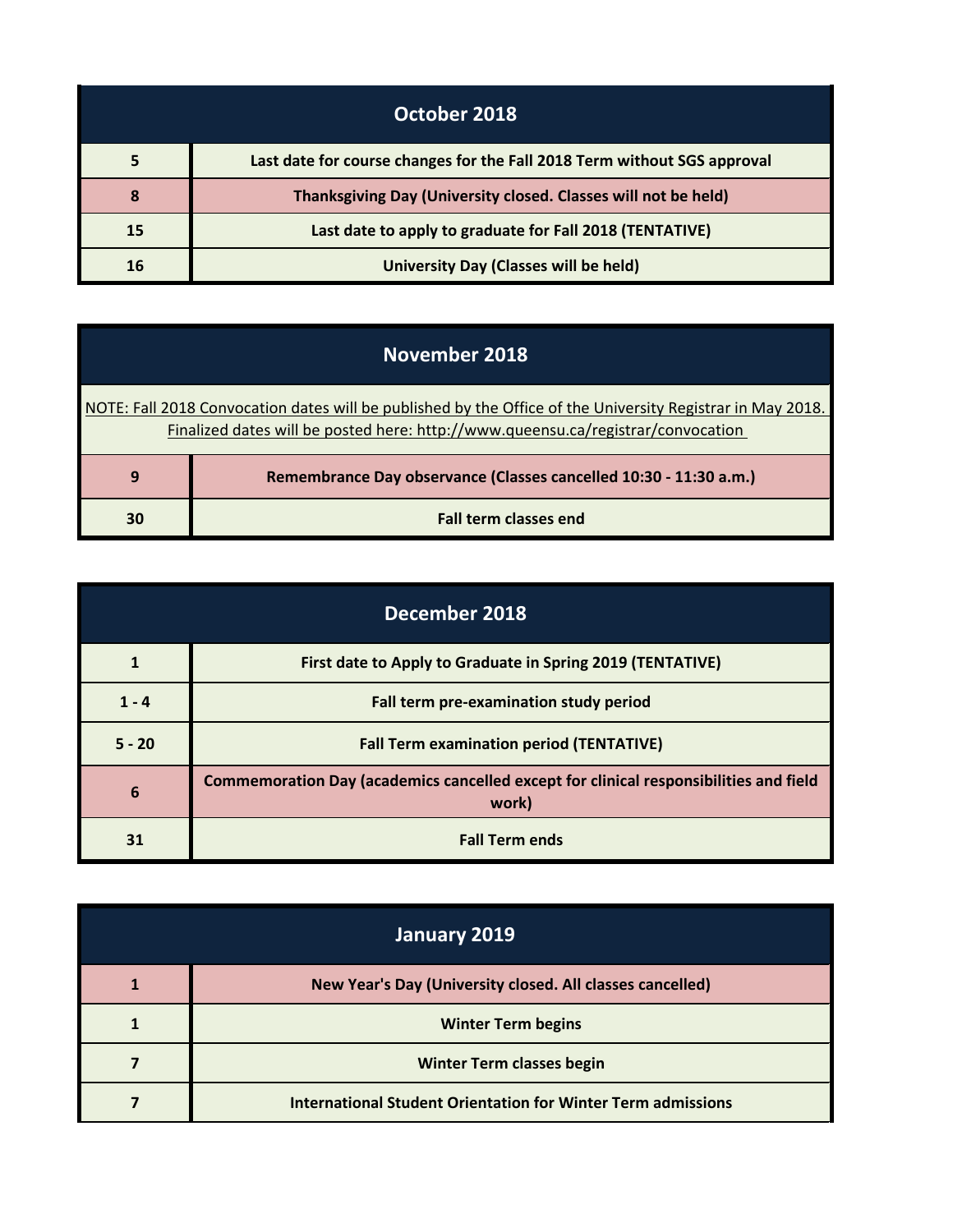| October 2018 | |
|---|---|
| 5 | Last date for course changes for the Fall 2018 Term without SGS approval |
| 8 | Thanksgiving Day (University closed. Classes will not be held) |
| 15 | Last date to apply to graduate for Fall 2018 (TENTATIVE) |
| 16 | University Day (Classes will be held) |

| November 2018 | |
|---|---|
| NOTE: Fall 2018 Convocation dates will be published by the Office of the University Registrar in May 2018. Finalized dates will be posted here: http://www.queensu.ca/registrar/convocation | |
| 9 | Remembrance Day observance (Classes cancelled 10:30 - 11:30 a.m.) |
| 30 | Fall term classes end |

| December 2018 | |
|---|---|
| 1 | First date to Apply to Graduate in Spring 2019 (TENTATIVE) |
| 1 - 4 | Fall term pre-examination study period |
| 5 - 20 | Fall Term examination period (TENTATIVE) |
| 6 | Commemoration Day (academics cancelled except for clinical responsibilities and field work) |
| 31 | Fall Term ends |

| January 2019 | |
|---|---|
| 1 | New Year's Day (University closed. All classes cancelled) |
| 1 | Winter Term begins |
| 7 | Winter Term classes begin |
| 7 | International Student Orientation for Winter Term admissions |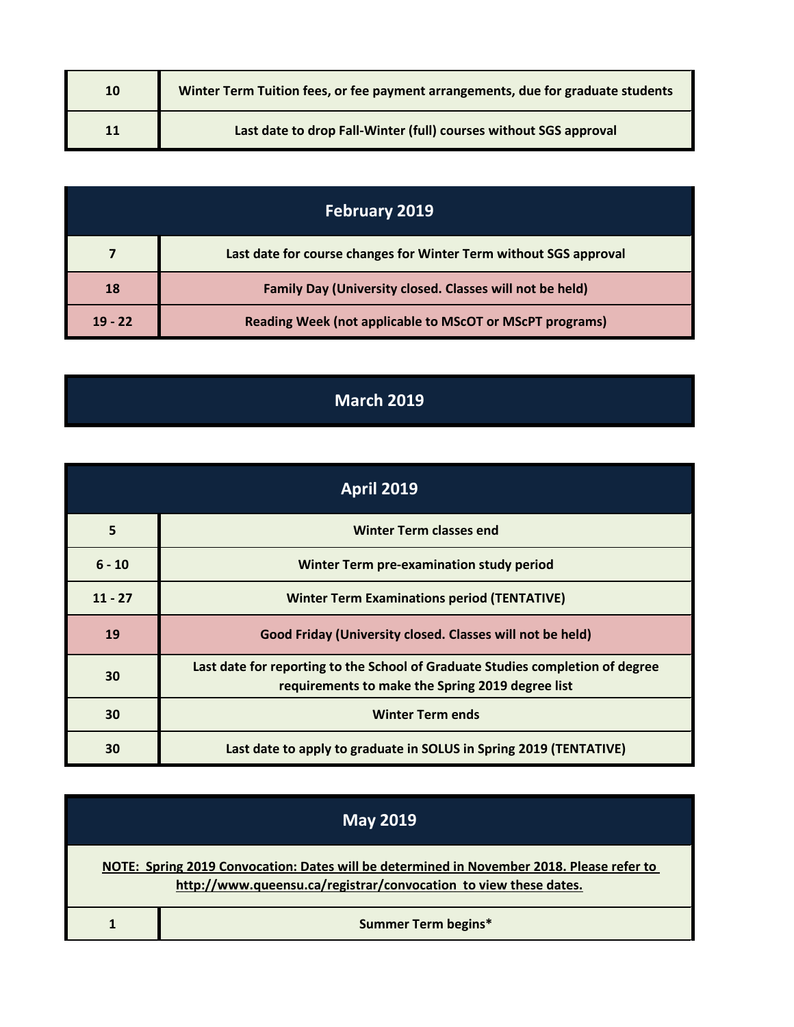| | |
|---|---|
| 10 | Winter Term Tuition fees, or fee payment arrangements, due for graduate students |
| 11 | Last date to drop Fall-Winter (full) courses without SGS approval |

## February 2019

| | |
|---|---|
| 7 | Last date for course changes for Winter Term without SGS approval |
| 18 | Family Day (University closed. Classes will not be held) |
| 19 - 22 | Reading Week (not applicable to MScOT or MScPT programs) |

## March 2019

## April 2019

| | |
|---|---|
| 5 | Winter Term classes end |
| 6 - 10 | Winter Term pre-examination study period |
| 11 - 27 | Winter Term Examinations period (TENTATIVE) |
| 19 | Good Friday (University closed. Classes will not be held) |
| 30 | Last date for reporting to the School of Graduate Studies completion of degree requirements to make the Spring 2019 degree list |
| 30 | Winter Term ends |
| 30 | Last date to apply to graduate in SOLUS in Spring 2019 (TENTATIVE) |

## May 2019

**NOTE: Spring 2019 Convocation: Dates will be determined in November 2018. Please refer to http://www.queensu.ca/registrar/convocation to view these dates.**

| | |
|---|---|
| 1 | Summer Term begins* |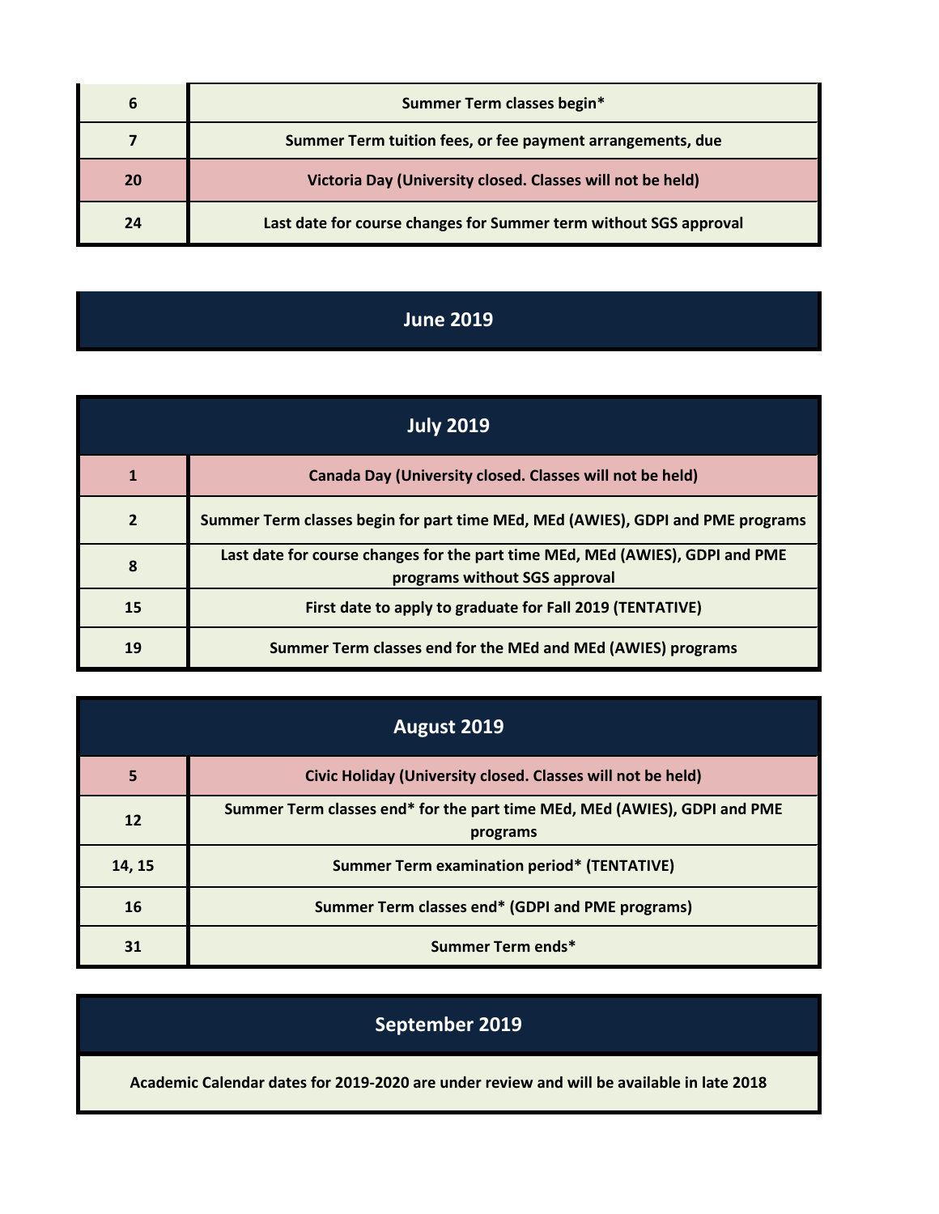| | |
|---|---|
| 6 | Summer Term classes begin* |
| 7 | Summer Term tuition fees, or fee payment arrangements, due |
| 20 | Victoria Day (University closed. Classes will not be held) |
| 24 | Last date for course changes for Summer term without SGS approval |

## June 2019

## July 2019

| | |
|---|---|
| 1 | Canada Day (University closed. Classes will not be held) |
| 2 | Summer Term classes begin for part time MEd, MEd (AWIES), GDPI and PME programs |
| 8 | Last date for course changes for the part time MEd, MEd (AWIES), GDPI and PME programs without SGS approval |
| 15 | First date to apply to graduate for Fall 2019 (TENTATIVE) |
| 19 | Summer Term classes end for the MEd and MEd (AWIES) programs |

## August 2019

| | |
|---|---|
| 5 | Civic Holiday (University closed. Classes will not be held) |
| 12 | Summer Term classes end* for the part time MEd, MEd (AWIES), GDPI and PME programs |
| 14, 15 | Summer Term examination period* (TENTATIVE) |
| 16 | Summer Term classes end* (GDPI and PME programs) |
| 31 | Summer Term ends* |

## September 2019

**Academic Calendar dates for 2019-2020 are under review and will be available in late 2018**